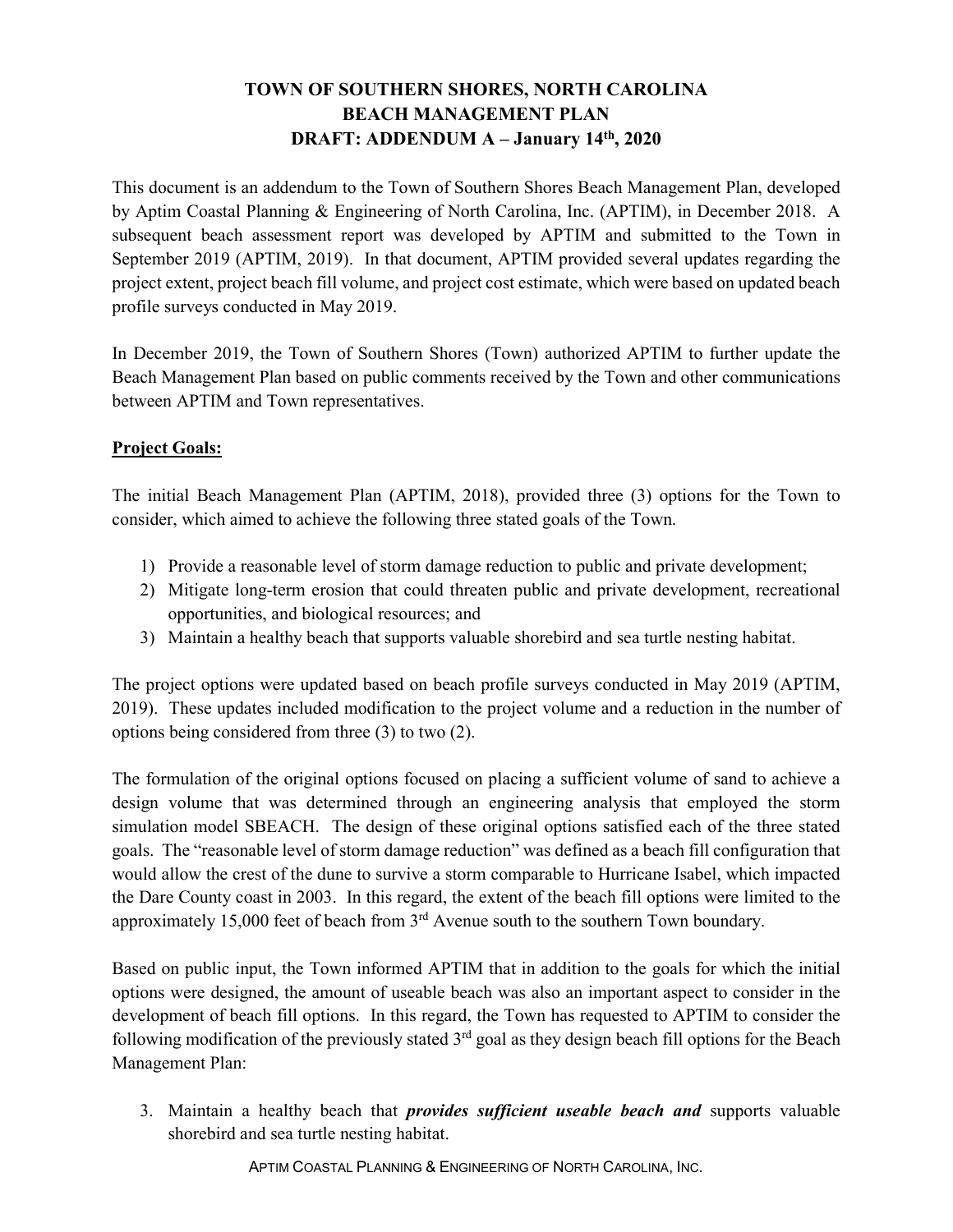# TOWN OF SOUTHERN SHORES, NORTH CAROLINA
# BEACH MANAGEMENT PLAN
# DRAFT: ADDENDUM A – January 14th, 2020

This document is an addendum to the Town of Southern Shores Beach Management Plan, developed by Aptim Coastal Planning & Engineering of North Carolina, Inc. (APTIM), in December 2018. A subsequent beach assessment report was developed by APTIM and submitted to the Town in September 2019 (APTIM, 2019). In that document, APTIM provided several updates regarding the project extent, project beach fill volume, and project cost estimate, which were based on updated beach profile surveys conducted in May 2019.

In December 2019, the Town of Southern Shores (Town) authorized APTIM to further update the Beach Management Plan based on public comments received by the Town and other communications between APTIM and Town representatives.

## Project Goals:

The initial Beach Management Plan (APTIM, 2018), provided three (3) options for the Town to consider, which aimed to achieve the following three stated goals of the Town.

1) Provide a reasonable level of storm damage reduction to public and private development;
2) Mitigate long-term erosion that could threaten public and private development, recreational opportunities, and biological resources; and
3) Maintain a healthy beach that supports valuable shorebird and sea turtle nesting habitat.

The project options were updated based on beach profile surveys conducted in May 2019 (APTIM, 2019). These updates included modification to the project volume and a reduction in the number of options being considered from three (3) to two (2).

The formulation of the original options focused on placing a sufficient volume of sand to achieve a design volume that was determined through an engineering analysis that employed the storm simulation model SBEACH. The design of these original options satisfied each of the three stated goals. The "reasonable level of storm damage reduction" was defined as a beach fill configuration that would allow the crest of the dune to survive a storm comparable to Hurricane Isabel, which impacted the Dare County coast in 2003. In this regard, the extent of the beach fill options were limited to the approximately 15,000 feet of beach from 3rd Avenue south to the southern Town boundary.

Based on public input, the Town informed APTIM that in addition to the goals for which the initial options were designed, the amount of useable beach was also an important aspect to consider in the development of beach fill options. In this regard, the Town has requested to APTIM to consider the following modification of the previously stated 3rd goal as they design beach fill options for the Beach Management Plan:

3. Maintain a healthy beach that ***provides sufficient useable beach and*** supports valuable shorebird and sea turtle nesting habitat.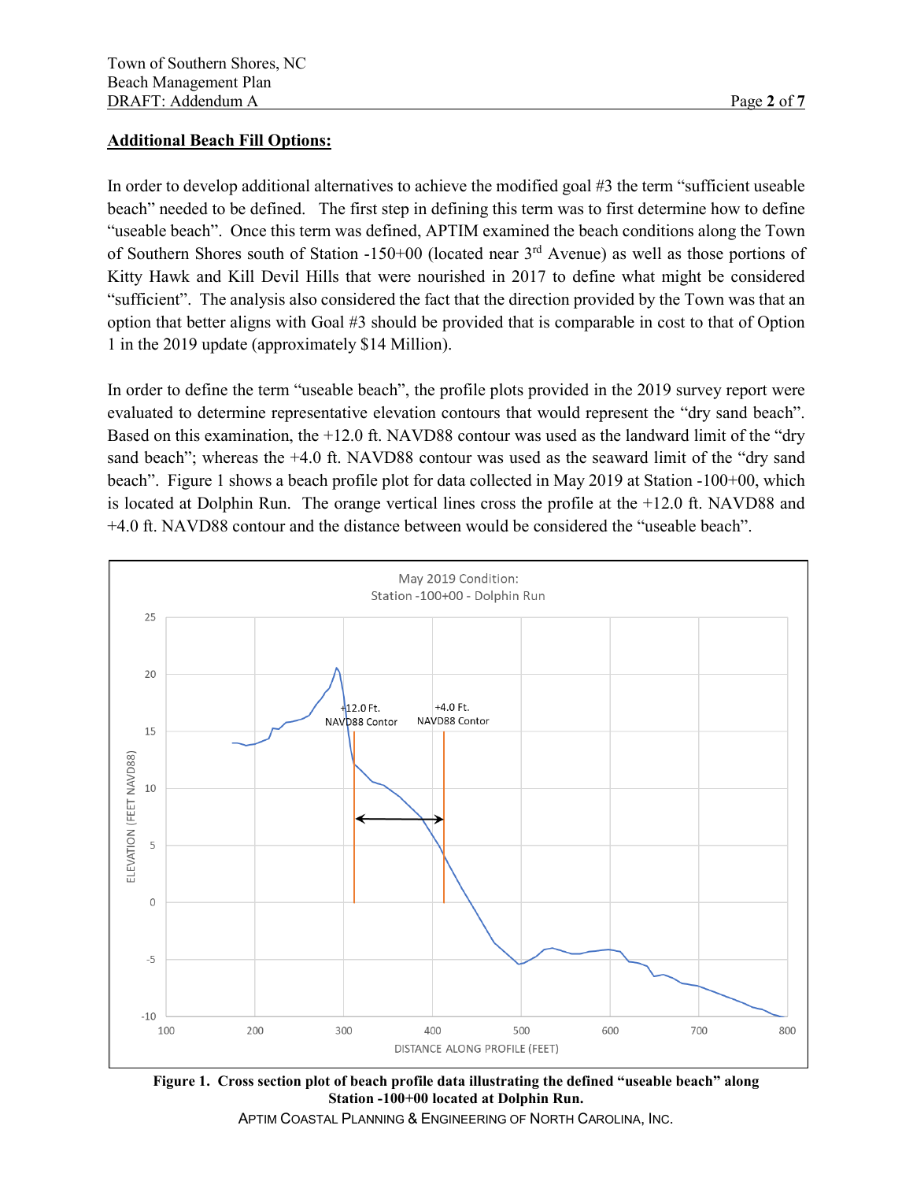## Additional Beach Fill Options:

In order to develop additional alternatives to achieve the modified goal #3 the term "sufficient useable beach" needed to be defined. The first step in defining this term was to first determine how to define "useable beach". Once this term was defined, APTIM examined the beach conditions along the Town of Southern Shores south of Station -150+00 (located near 3rd Avenue) as well as those portions of Kitty Hawk and Kill Devil Hills that were nourished in 2017 to define what might be considered "sufficient". The analysis also considered the fact that the direction provided by the Town was that an option that better aligns with Goal #3 should be provided that is comparable in cost to that of Option 1 in the 2019 update (approximately \$14 Million).

In order to define the term "useable beach", the profile plots provided in the 2019 survey report were evaluated to determine representative elevation contours that would represent the "dry sand beach". Based on this examination, the +12.0 ft. NAVD88 contour was used as the landward limit of the "dry sand beach"; whereas the +4.0 ft. NAVD88 contour was used as the seaward limit of the "dry sand beach". Figure 1 shows a beach profile plot for data collected in May 2019 at Station -100+00, which is located at Dolphin Run. The orange vertical lines cross the profile at the +12.0 ft. NAVD88 and +4.0 ft. NAVD88 contour and the distance between would be considered the "useable beach".

**Figure 1. Cross section plot of beach profile data illustrating the defined "useable beach" along Station -100+00 located at Dolphin Run.**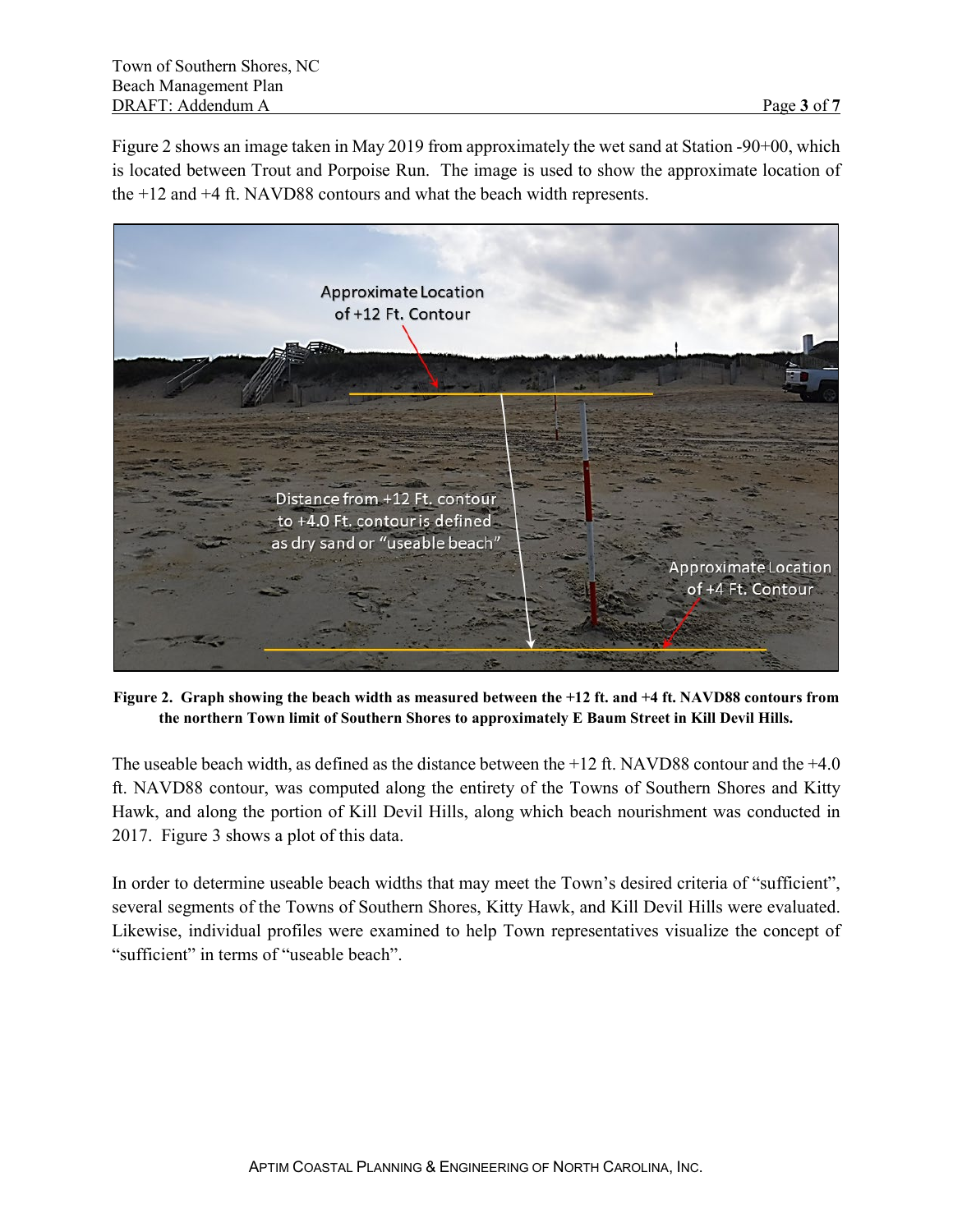Figure 2 shows an image taken in May 2019 from approximately the wet sand at Station -90+00, which is located between Trout and Porpoise Run. The image is used to show the approximate location of the +12 and +4 ft. NAVD88 contours and what the beach width represents.

**Figure 2. Graph showing the beach width as measured between the +12 ft. and +4 ft. NAVD88 contours from the northern Town limit of Southern Shores to approximately E Baum Street in Kill Devil Hills.**

The useable beach width, as defined as the distance between the +12 ft. NAVD88 contour and the +4.0 ft. NAVD88 contour, was computed along the entirety of the Towns of Southern Shores and Kitty Hawk, and along the portion of Kill Devil Hills, along which beach nourishment was conducted in 2017. Figure 3 shows a plot of this data.

In order to determine useable beach widths that may meet the Town's desired criteria of "sufficient", several segments of the Towns of Southern Shores, Kitty Hawk, and Kill Devil Hills were evaluated. Likewise, individual profiles were examined to help Town representatives visualize the concept of "sufficient" in terms of "useable beach".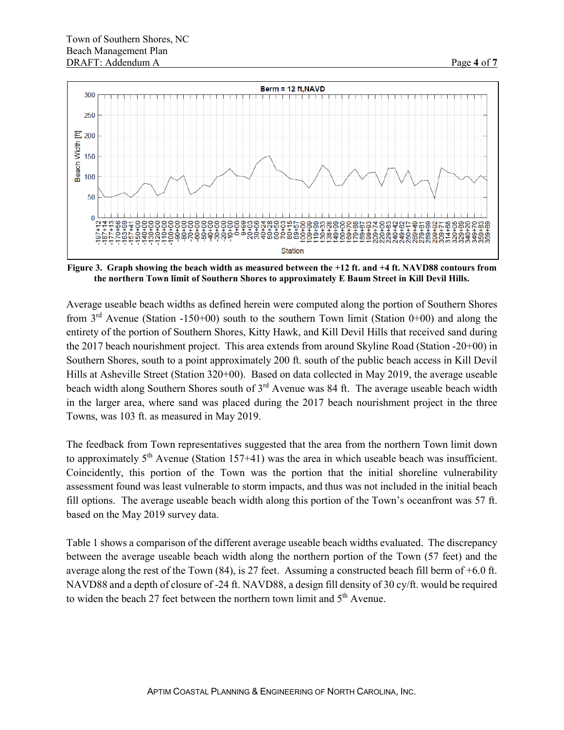**Figure 3. Graph showing the beach width as measured between the +12 ft. and +4 ft. NAVD88 contours from the northern Town limit of Southern Shores to approximately E Baum Street in Kill Devil Hills.**

Average useable beach widths as defined herein were computed along the portion of Southern Shores from 3rd Avenue (Station -150+00) south to the southern Town limit (Station 0+00) and along the entirety of the portion of Southern Shores, Kitty Hawk, and Kill Devil Hills that received sand during the 2017 beach nourishment project. This area extends from around Skyline Road (Station -20+00) in Southern Shores, south to a point approximately 200 ft. south of the public beach access in Kill Devil Hills at Asheville Street (Station 320+00). Based on data collected in May 2019, the average useable beach width along Southern Shores south of 3rd Avenue was 84 ft. The average useable beach width in the larger area, where sand was placed during the 2017 beach nourishment project in the three Towns, was 103 ft. as measured in May 2019.

The feedback from Town representatives suggested that the area from the northern Town limit down to approximately 5th Avenue (Station 157+41) was the area in which useable beach was insufficient. Coincidently, this portion of the Town was the portion that the initial shoreline vulnerability assessment found was least vulnerable to storm impacts, and thus was not included in the initial beach fill options. The average useable beach width along this portion of the Town's oceanfront was 57 ft. based on the May 2019 survey data.

Table 1 shows a comparison of the different average useable beach widths evaluated. The discrepancy between the average useable beach width along the northern portion of the Town (57 feet) and the average along the rest of the Town (84), is 27 feet. Assuming a constructed beach fill berm of +6.0 ft. NAVD88 and a depth of closure of -24 ft. NAVD88, a design fill density of 30 cy/ft. would be required to widen the beach 27 feet between the northern town limit and 5th Avenue.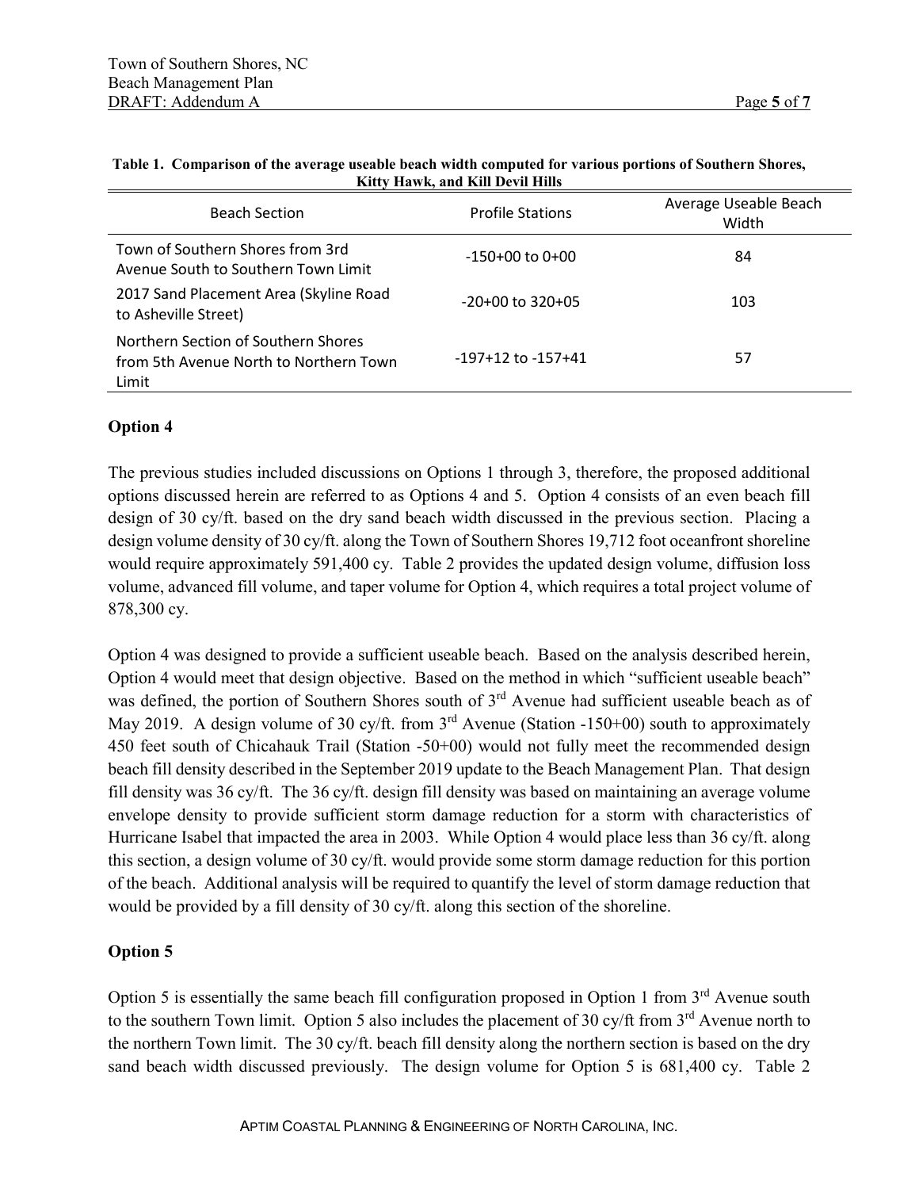**Table 1. Comparison of the average useable beach width computed for various portions of Southern Shores, Kitty Hawk, and Kill Devil Hills**

| Beach Section | Profile Stations | Average Useable Beach Width |
|---|---|---|
| Town of Southern Shores from 3rd Avenue South to Southern Town Limit | -150+00 to 0+00 | 84 |
| 2017 Sand Placement Area (Skyline Road to Asheville Street) | -20+00 to 320+05 | 103 |
| Northern Section of Southern Shores from 5th Avenue North to Northern Town Limit | -197+12 to -157+41 | 57 |

## Option 4

The previous studies included discussions on Options 1 through 3, therefore, the proposed additional options discussed herein are referred to as Options 4 and 5. Option 4 consists of an even beach fill design of 30 cy/ft. based on the dry sand beach width discussed in the previous section. Placing a design volume density of 30 cy/ft. along the Town of Southern Shores 19,712 foot oceanfront shoreline would require approximately 591,400 cy. Table 2 provides the updated design volume, diffusion loss volume, advanced fill volume, and taper volume for Option 4, which requires a total project volume of 878,300 cy.

Option 4 was designed to provide a sufficient useable beach. Based on the analysis described herein, Option 4 would meet that design objective. Based on the method in which "sufficient useable beach" was defined, the portion of Southern Shores south of 3rd Avenue had sufficient useable beach as of May 2019. A design volume of 30 cy/ft. from 3rd Avenue (Station -150+00) south to approximately 450 feet south of Chicahauk Trail (Station -50+00) would not fully meet the recommended design beach fill density described in the September 2019 update to the Beach Management Plan. That design fill density was 36 cy/ft. The 36 cy/ft. design fill density was based on maintaining an average volume envelope density to provide sufficient storm damage reduction for a storm with characteristics of Hurricane Isabel that impacted the area in 2003. While Option 4 would place less than 36 cy/ft. along this section, a design volume of 30 cy/ft. would provide some storm damage reduction for this portion of the beach. Additional analysis will be required to quantify the level of storm damage reduction that would be provided by a fill density of 30 cy/ft. along this section of the shoreline.

## Option 5

Option 5 is essentially the same beach fill configuration proposed in Option 1 from 3rd Avenue south to the southern Town limit. Option 5 also includes the placement of 30 cy/ft from 3rd Avenue north to the northern Town limit. The 30 cy/ft. beach fill density along the northern section is based on the dry sand beach width discussed previously. The design volume for Option 5 is 681,400 cy. Table 2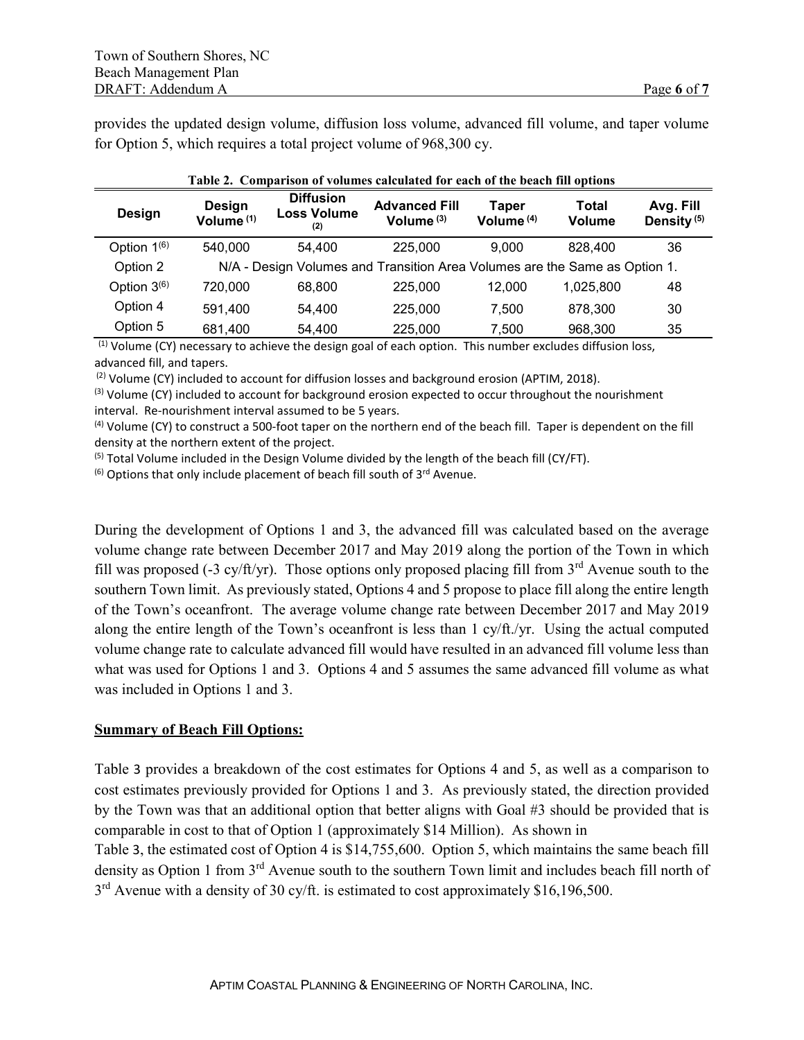provides the updated design volume, diffusion loss volume, advanced fill volume, and taper volume for Option 5, which requires a total project volume of 968,300 cy.

**Table 2. Comparison of volumes calculated for each of the beach fill options**

| Design | Design Volume [(1)] | Diffusion Loss Volume [(2)] | Advanced Fill Volume [(3)] | Taper Volume [(4)] | Total Volume | Avg. Fill Density [(5)] |
|---|---|---|---|---|---|---|
| Option 1[(6)] | 540,000 | 54,400 | 225,000 | 9,000 | 828,400 | 36 |
| Option 2 | N/A - Design Volumes and Transition Area Volumes are the Same as Option 1. | | | | | |
| Option 3[(6)] | 720,000 | 68,800 | 225,000 | 12,000 | 1,025,800 | 48 |
| Option 4 | 591,400 | 54,400 | 225,000 | 7,500 | 878,300 | 30 |
| Option 5 | 681,400 | 54,400 | 225,000 | 7,500 | 968,300 | 35 |

[(1)] Volume (CY) necessary to achieve the design goal of each option. This number excludes diffusion loss, advanced fill, and tapers.

[(2)] Volume (CY) included to account for diffusion losses and background erosion (APTIM, 2018).

[(3)] Volume (CY) included to account for background erosion expected to occur throughout the nourishment interval. Re-nourishment interval assumed to be 5 years.

[(4)] Volume (CY) to construct a 500-foot taper on the northern end of the beach fill. Taper is dependent on the fill density at the northern extent of the project.

[(5)] Total Volume included in the Design Volume divided by the length of the beach fill (CY/FT).

[(6)] Options that only include placement of beach fill south of 3rd Avenue.

During the development of Options 1 and 3, the advanced fill was calculated based on the average volume change rate between December 2017 and May 2019 along the portion of the Town in which fill was proposed (-3 cy/ft/yr). Those options only proposed placing fill from 3rd Avenue south to the southern Town limit. As previously stated, Options 4 and 5 propose to place fill along the entire length of the Town's oceanfront. The average volume change rate between December 2017 and May 2019 along the entire length of the Town's oceanfront is less than 1 cy/ft./yr. Using the actual computed volume change rate to calculate advanced fill would have resulted in an advanced fill volume less than what was used for Options 1 and 3. Options 4 and 5 assumes the same advanced fill volume as what was included in Options 1 and 3.

**Summary of Beach Fill Options:**

Table 3 provides a breakdown of the cost estimates for Options 4 and 5, as well as a comparison to cost estimates previously provided for Options 1 and 3. As previously stated, the direction provided by the Town was that an additional option that better aligns with Goal #3 should be provided that is comparable in cost to that of Option 1 (approximately $14 Million). As shown in Table 3, the estimated cost of Option 4 is $14,755,600. Option 5, which maintains the same beach fill density as Option 1 from 3rd Avenue south to the southern Town limit and includes beach fill north of 3rd Avenue with a density of 30 cy/ft. is estimated to cost approximately $16,196,500.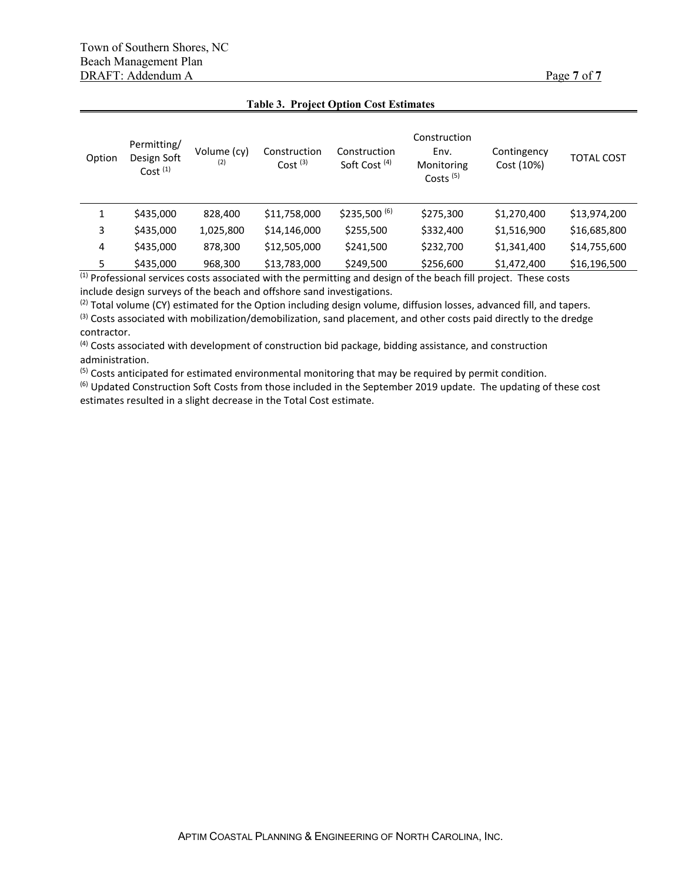**Table 3. Project Option Cost Estimates**

| Option | Permitting/ Design Soft Cost [(1)] | Volume (cy) [(2)] | Construction Cost [(3)] | Construction Soft Cost [(4)] | Construction Env. Monitoring Costs [(5)] | Contingency Cost (10%) | TOTAL COST |
|---|---|---|---|---|---|---|---|
| 1 | \$435,000 | 828,400 | \$11,758,000 | \$235,500 [(6)] | \$275,300 | \$1,270,400 | \$13,974,200 |
| 3 | \$435,000 | 1,025,800 | \$14,146,000 | \$255,500 | \$332,400 | \$1,516,900 | \$16,685,800 |
| 4 | \$435,000 | 878,300 | \$12,505,000 | \$241,500 | \$232,700 | \$1,341,400 | \$14,755,600 |
| 5 | \$435,000 | 968,300 | \$13,783,000 | \$249,500 | \$256,600 | \$1,472,400 | \$16,196,500 |

[(1)] Professional services costs associated with the permitting and design of the beach fill project. These costs include design surveys of the beach and offshore sand investigations.

[(2)] Total volume (CY) estimated for the Option including design volume, diffusion losses, advanced fill, and tapers.

[(3)] Costs associated with mobilization/demobilization, sand placement, and other costs paid directly to the dredge contractor.

[(4)] Costs associated with development of construction bid package, bidding assistance, and construction administration.

[(5)] Costs anticipated for estimated environmental monitoring that may be required by permit condition.

[(6)] Updated Construction Soft Costs from those included in the September 2019 update. The updating of these cost estimates resulted in a slight decrease in the Total Cost estimate.